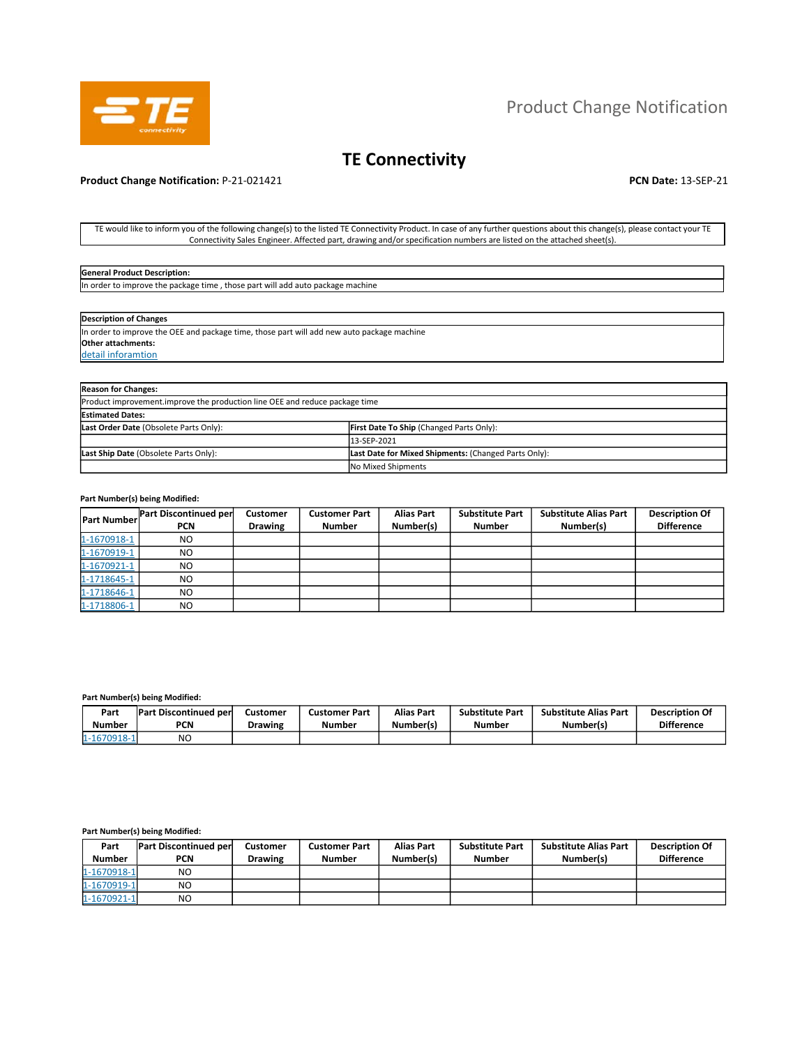# Product Change Notification

## TE Connectivity

**Product Change Notification:** P-21-021421 **PCN Date:** 13-SEP-21

TE would like to inform you of the following change(s) to the listed TE Connectivity Product. In case of any further questions about this change(s), please contact your TE Connectivity Sales Engineer. Affected part, drawing and/or specification numbers are listed on the attached sheet(s).

**General Product Description:**

In order to improve the package time , those part will add auto package machine

**Description of Changes**

In order to improve the OEE and package time, those part will add new auto package machine

**Other attachments:**

detail inforamtion

**Reason for Changes:**

Product improvement.improve the production line OEE and reduce package time

**Estimated Dates:**

| | |
|---|---|
| **Last Order Date** (Obsolete Parts Only): | **First Date To Ship** (Changed Parts Only): |
| | 13-SEP-2021 |
| **Last Ship Date** (Obsolete Parts Only): | **Last Date for Mixed Shipments:** (Changed Parts Only): |
| | No Mixed Shipments |

**Part Number(s) being Modified:**

| Part Number | Part Discontinued per PCN | Customer Drawing | Customer Part Number | Alias Part Number(s) | Substitute Part Number | Substitute Alias Part Number(s) | Description Of Difference |
|---|---|---|---|---|---|---|---|
| 1-1670918-1 | NO | | | | | | |
| 1-1670919-1 | NO | | | | | | |
| 1-1670921-1 | NO | | | | | | |
| 1-1718645-1 | NO | | | | | | |
| 1-1718646-1 | NO | | | | | | |
| 1-1718806-1 | NO | | | | | | |

**Part Number(s) being Modified:**

| Part Number | Part Discontinued per PCN | Customer Drawing | Customer Part Number | Alias Part Number(s) | Substitute Part Number | Substitute Alias Part Number(s) | Description Of Difference |
|---|---|---|---|---|---|---|---|
| 1-1670918-1 | NO | | | | | | |

**Part Number(s) being Modified:**

| Part Number | Part Discontinued per PCN | Customer Drawing | Customer Part Number | Alias Part Number(s) | Substitute Part Number | Substitute Alias Part Number(s) | Description Of Difference |
|---|---|---|---|---|---|---|---|
| 1-1670918-1 | NO | | | | | | |
| 1-1670919-1 | NO | | | | | | |
| 1-1670921-1 | NO | | | | | | |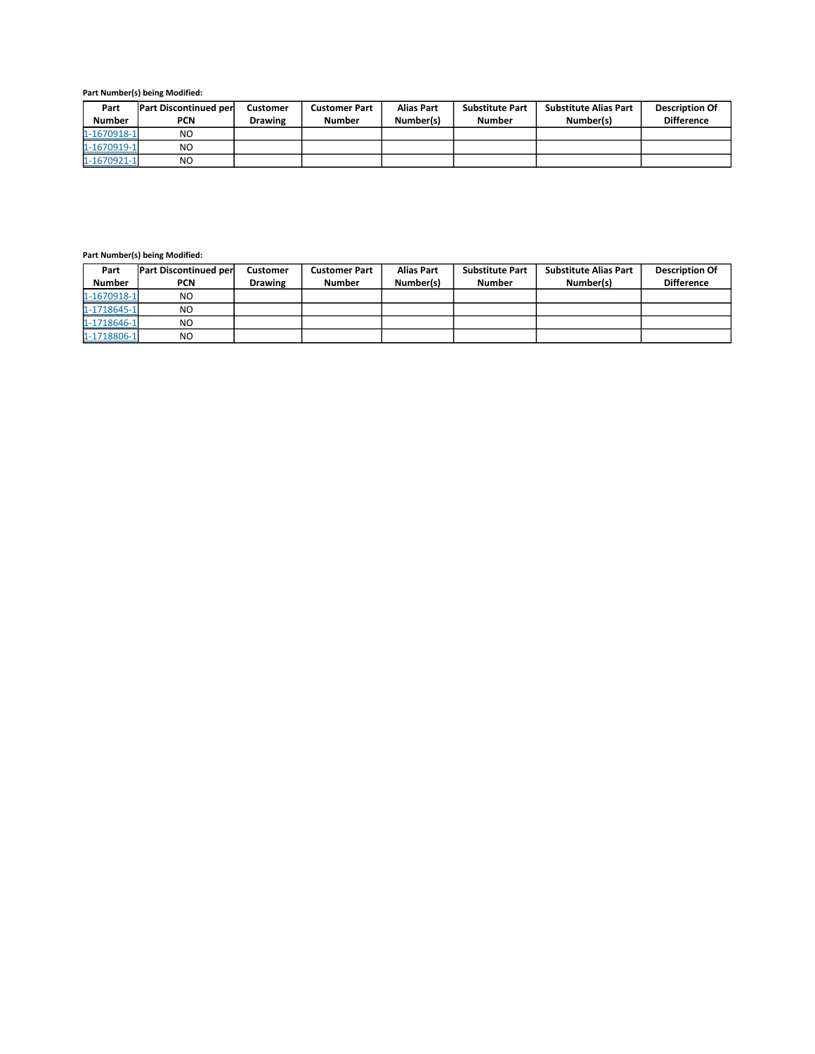**Part Number(s) being Modified:**

| Part Number | Part Discontinued per PCN | Customer Drawing | Customer Part Number | Alias Part Number(s) | Substitute Part Number | Substitute Alias Part Number(s) | Description Of Difference |
|---|---|---|---|---|---|---|---|
| 1-1670918-1 | NO | | | | | | |
| 1-1670919-1 | NO | | | | | | |
| 1-1670921-1 | NO | | | | | | |

**Part Number(s) being Modified:**

| Part Number | Part Discontinued per PCN | Customer Drawing | Customer Part Number | Alias Part Number(s) | Substitute Part Number | Substitute Alias Part Number(s) | Description Of Difference |
|---|---|---|---|---|---|---|---|
| 1-1670918-1 | NO | | | | | | |
| 1-1718645-1 | NO | | | | | | |
| 1-1718646-1 | NO | | | | | | |
| 1-1718806-1 | NO | | | | | | |